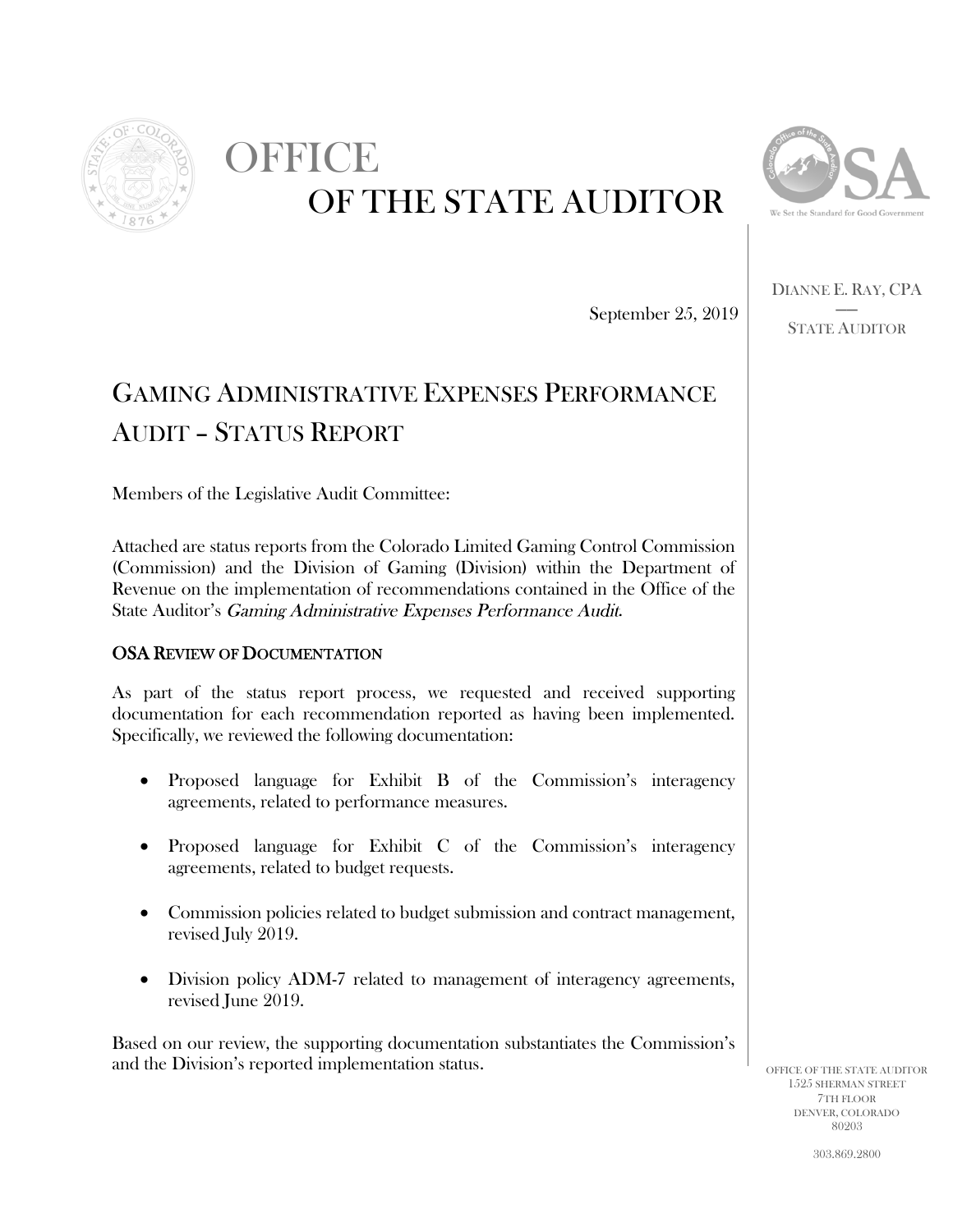# OFFICE OF THE STATE AUDITOR

DIANNE E. RAY, CPA

—

STATE AUDITOR

September 25, 2019

## GAMING ADMINISTRATIVE EXPENSES PERFORMANCE AUDIT – STATUS REPORT

Members of the Legislative Audit Committee:

Attached are status reports from the Colorado Limited Gaming Control Commission (Commission) and the Division of Gaming (Division) within the Department of Revenue on the implementation of recommendations contained in the Office of the State Auditor's *Gaming Administrative Expenses Performance Audit*.

### OSA REVIEW OF DOCUMENTATION

As part of the status report process, we requested and received supporting documentation for each recommendation reported as having been implemented. Specifically, we reviewed the following documentation:

- Proposed language for Exhibit B of the Commission's interagency agreements, related to performance measures.
- Proposed language for Exhibit C of the Commission's interagency agreements, related to budget requests.
- Commission policies related to budget submission and contract management, revised July 2019.
- Division policy ADM-7 related to management of interagency agreements, revised June 2019.

Based on our review, the supporting documentation substantiates the Commission's and the Division's reported implementation status.

OFFICE OF THE STATE AUDITOR
1525 SHERMAN STREET
7TH FLOOR
DENVER, COLORADO
80203

303.869.2800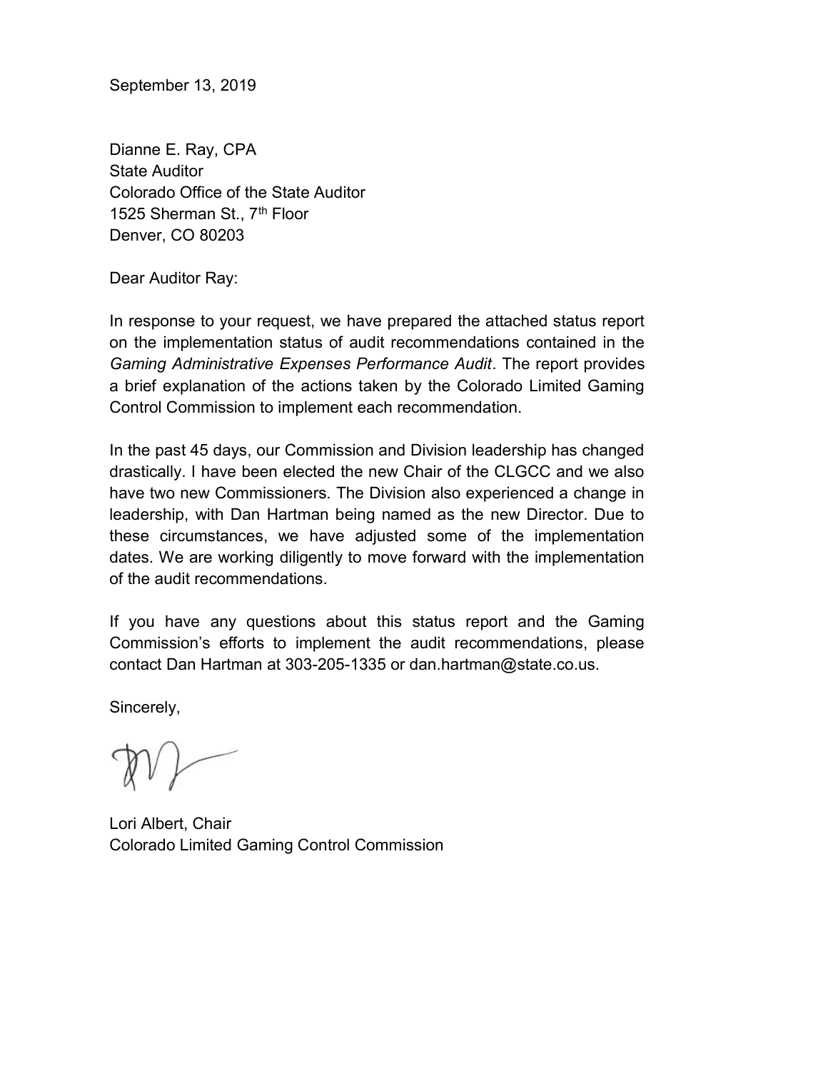September 13, 2019

Dianne E. Ray, CPA
State Auditor
Colorado Office of the State Auditor
1525 Sherman St., 7th Floor
Denver, CO 80203

Dear Auditor Ray:

In response to your request, we have prepared the attached status report on the implementation status of audit recommendations contained in the *Gaming Administrative Expenses Performance Audit*. The report provides a brief explanation of the actions taken by the Colorado Limited Gaming Control Commission to implement each recommendation.

In the past 45 days, our Commission and Division leadership has changed drastically. I have been elected the new Chair of the CLGCC and we also have two new Commissioners. The Division also experienced a change in leadership, with Dan Hartman being named as the new Director. Due to these circumstances, we have adjusted some of the implementation dates. We are working diligently to move forward with the implementation of the audit recommendations.

If you have any questions about this status report and the Gaming Commission's efforts to implement the audit recommendations, please contact Dan Hartman at 303-205-1335 or dan.hartman@state.co.us.

Sincerely,

Lori Albert, Chair
Colorado Limited Gaming Control Commission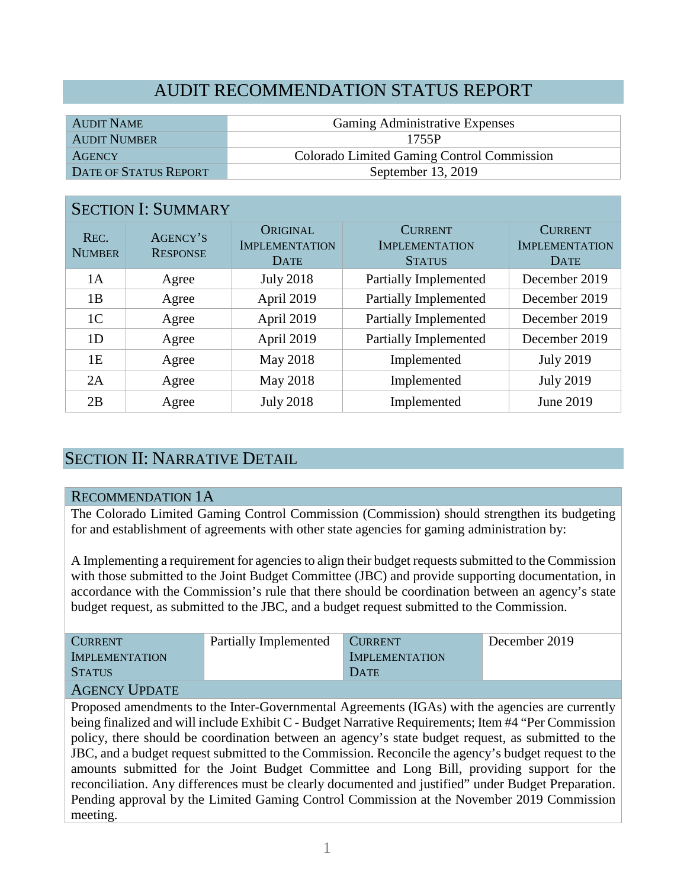# AUDIT RECOMMENDATION STATUS REPORT

| AUDIT NAME | Gaming Administrative Expenses |
|---|---|
| AUDIT NUMBER | 1755P |
| AGENCY | Colorado Limited Gaming Control Commission |
| DATE OF STATUS REPORT | September 13, 2019 |

## SECTION I: SUMMARY

| REC. NUMBER | AGENCY'S RESPONSE | ORIGINAL IMPLEMENTATION DATE | CURRENT IMPLEMENTATION STATUS | CURRENT IMPLEMENTATION DATE |
|---|---|---|---|---|
| 1A | Agree | July 2018 | Partially Implemented | December 2019 |
| 1B | Agree | April 2019 | Partially Implemented | December 2019 |
| 1C | Agree | April 2019 | Partially Implemented | December 2019 |
| 1D | Agree | April 2019 | Partially Implemented | December 2019 |
| 1E | Agree | May 2018 | Implemented | July 2019 |
| 2A | Agree | May 2018 | Implemented | July 2019 |
| 2B | Agree | July 2018 | Implemented | June 2019 |

## SECTION II: NARRATIVE DETAIL

### RECOMMENDATION 1A

The Colorado Limited Gaming Control Commission (Commission) should strengthen its budgeting for and establishment of agreements with other state agencies for gaming administration by:

A Implementing a requirement for agencies to align their budget requests submitted to the Commission with those submitted to the Joint Budget Committee (JBC) and provide supporting documentation, in accordance with the Commission's rule that there should be coordination between an agency's state budget request, as submitted to the JBC, and a budget request submitted to the Commission.

| CURRENT IMPLEMENTATION STATUS | Partially Implemented | CURRENT IMPLEMENTATION DATE | December 2019 |
|---|---|---|---|

### AGENCY UPDATE

Proposed amendments to the Inter-Governmental Agreements (IGAs) with the agencies are currently being finalized and will include Exhibit C - Budget Narrative Requirements; Item #4 "Per Commission policy, there should be coordination between an agency's state budget request, as submitted to the JBC, and a budget request submitted to the Commission. Reconcile the agency's budget request to the amounts submitted for the Joint Budget Committee and Long Bill, providing support for the reconciliation. Any differences must be clearly documented and justified" under Budget Preparation. Pending approval by the Limited Gaming Control Commission at the November 2019 Commission meeting.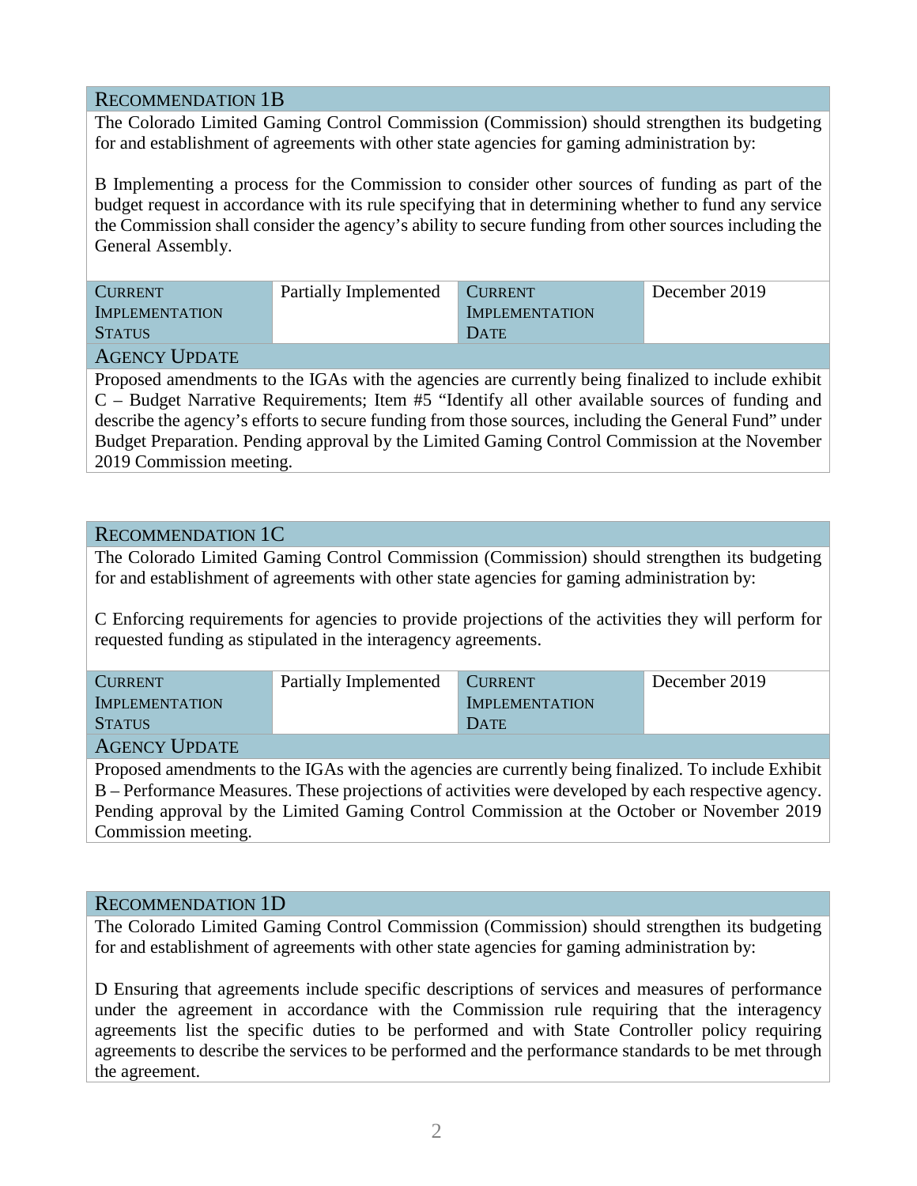### RECOMMENDATION 1B

The Colorado Limited Gaming Control Commission (Commission) should strengthen its budgeting for and establishment of agreements with other state agencies for gaming administration by:

B Implementing a process for the Commission to consider other sources of funding as part of the budget request in accordance with its rule specifying that in determining whether to fund any service the Commission shall consider the agency's ability to secure funding from other sources including the General Assembly.

| CURRENT IMPLEMENTATION STATUS | Partially Implemented | CURRENT IMPLEMENTATION DATE | December 2019 |
|---|---|---|---|

**AGENCY UPDATE**

Proposed amendments to the IGAs with the agencies are currently being finalized to include exhibit C – Budget Narrative Requirements; Item #5 "Identify all other available sources of funding and describe the agency's efforts to secure funding from those sources, including the General Fund" under Budget Preparation. Pending approval by the Limited Gaming Control Commission at the November 2019 Commission meeting.

### RECOMMENDATION 1C

The Colorado Limited Gaming Control Commission (Commission) should strengthen its budgeting for and establishment of agreements with other state agencies for gaming administration by:

C Enforcing requirements for agencies to provide projections of the activities they will perform for requested funding as stipulated in the interagency agreements.

| CURRENT IMPLEMENTATION STATUS | Partially Implemented | CURRENT IMPLEMENTATION DATE | December 2019 |
|---|---|---|---|

**AGENCY UPDATE**

Proposed amendments to the IGAs with the agencies are currently being finalized. To include Exhibit B – Performance Measures. These projections of activities were developed by each respective agency. Pending approval by the Limited Gaming Control Commission at the October or November 2019 Commission meeting.

### RECOMMENDATION 1D

The Colorado Limited Gaming Control Commission (Commission) should strengthen its budgeting for and establishment of agreements with other state agencies for gaming administration by:

D Ensuring that agreements include specific descriptions of services and measures of performance under the agreement in accordance with the Commission rule requiring that the interagency agreements list the specific duties to be performed and with State Controller policy requiring agreements to describe the services to be performed and the performance standards to be met through the agreement.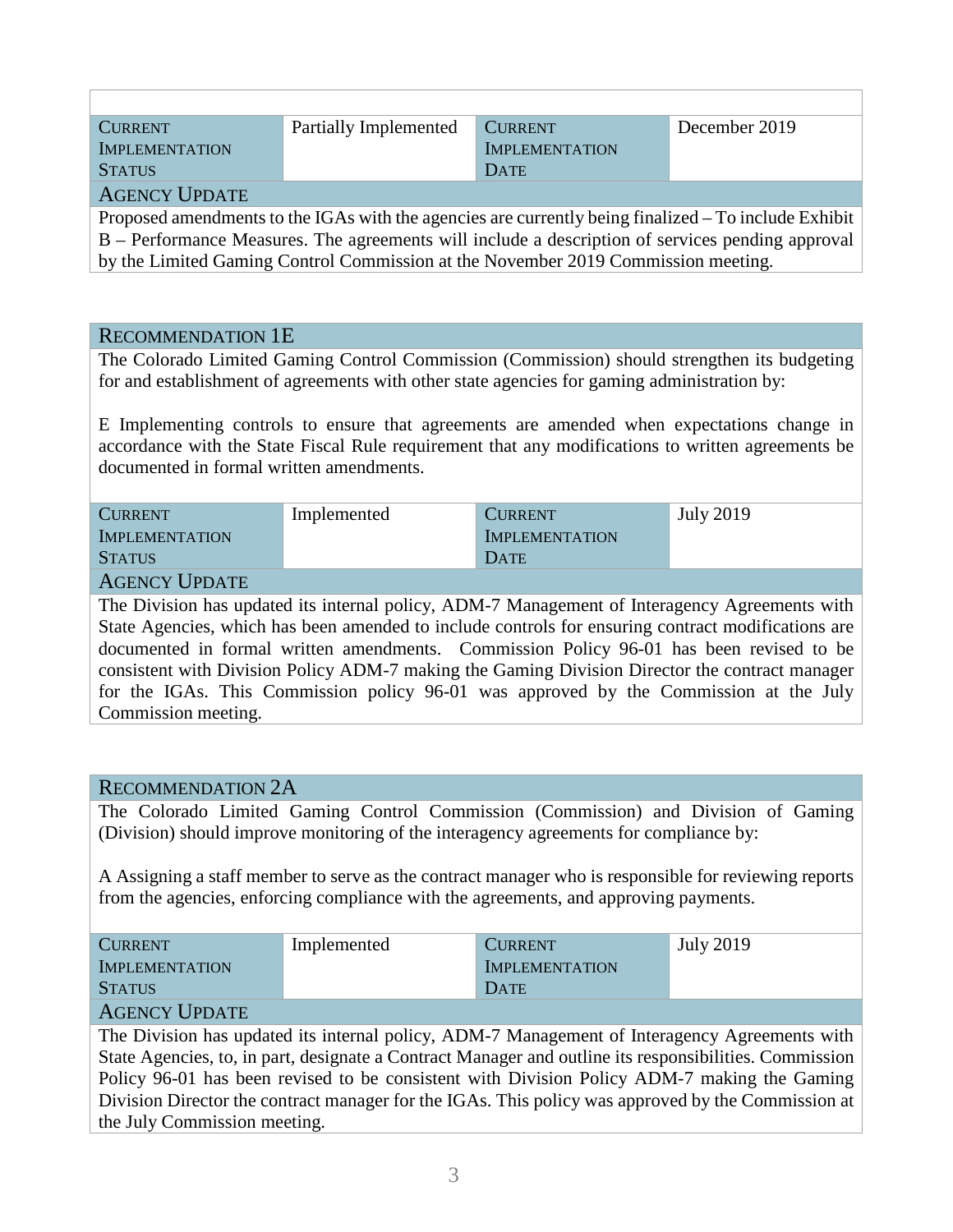| CURRENT IMPLEMENTATION STATUS | Partially Implemented | CURRENT IMPLEMENTATION DATE | December 2019 |
|---|---|---|---|

**AGENCY UPDATE**

Proposed amendments to the IGAs with the agencies are currently being finalized – To include Exhibit B – Performance Measures. The agreements will include a description of services pending approval by the Limited Gaming Control Commission at the November 2019 Commission meeting.

## RECOMMENDATION 1E

The Colorado Limited Gaming Control Commission (Commission) should strengthen its budgeting for and establishment of agreements with other state agencies for gaming administration by:

E Implementing controls to ensure that agreements are amended when expectations change in accordance with the State Fiscal Rule requirement that any modifications to written agreements be documented in formal written amendments.

| CURRENT IMPLEMENTATION STATUS | Implemented | CURRENT IMPLEMENTATION DATE | July 2019 |
|---|---|---|---|

**AGENCY UPDATE**

The Division has updated its internal policy, ADM-7 Management of Interagency Agreements with State Agencies, which has been amended to include controls for ensuring contract modifications are documented in formal written amendments. Commission Policy 96-01 has been revised to be consistent with Division Policy ADM-7 making the Gaming Division Director the contract manager for the IGAs. This Commission policy 96-01 was approved by the Commission at the July Commission meeting.

## RECOMMENDATION 2A

The Colorado Limited Gaming Control Commission (Commission) and Division of Gaming (Division) should improve monitoring of the interagency agreements for compliance by:

A Assigning a staff member to serve as the contract manager who is responsible for reviewing reports from the agencies, enforcing compliance with the agreements, and approving payments.

| CURRENT IMPLEMENTATION STATUS | Implemented | CURRENT IMPLEMENTATION DATE | July 2019 |
|---|---|---|---|

**AGENCY UPDATE**

The Division has updated its internal policy, ADM-7 Management of Interagency Agreements with State Agencies, to, in part, designate a Contract Manager and outline its responsibilities. Commission Policy 96-01 has been revised to be consistent with Division Policy ADM-7 making the Gaming Division Director the contract manager for the IGAs. This policy was approved by the Commission at the July Commission meeting.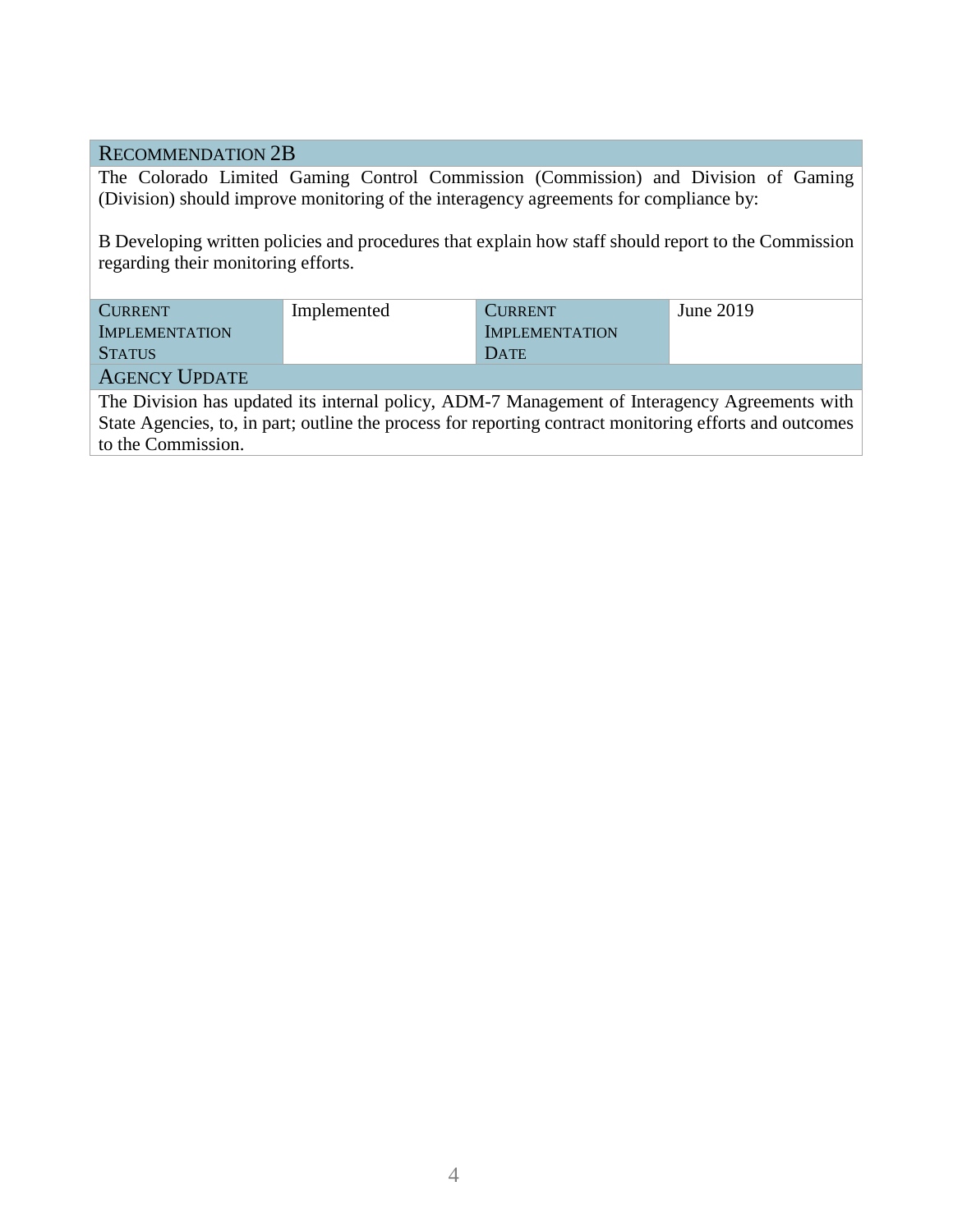| RECOMMENDATION 2B | | | |
|---|---|---|---|
| The Colorado Limited Gaming Control Commission (Commission) and Division of Gaming (Division) should improve monitoring of the interagency agreements for compliance by:<br><br>B Developing written policies and procedures that explain how staff should report to the Commission regarding their monitoring efforts. | | | |
| CURRENT IMPLEMENTATION STATUS | Implemented | CURRENT IMPLEMENTATION DATE | June 2019 |
| AGENCY UPDATE | | | |
| The Division has updated its internal policy, ADM-7 Management of Interagency Agreements with State Agencies, to, in part; outline the process for reporting contract monitoring efforts and outcomes to the Commission. | | | |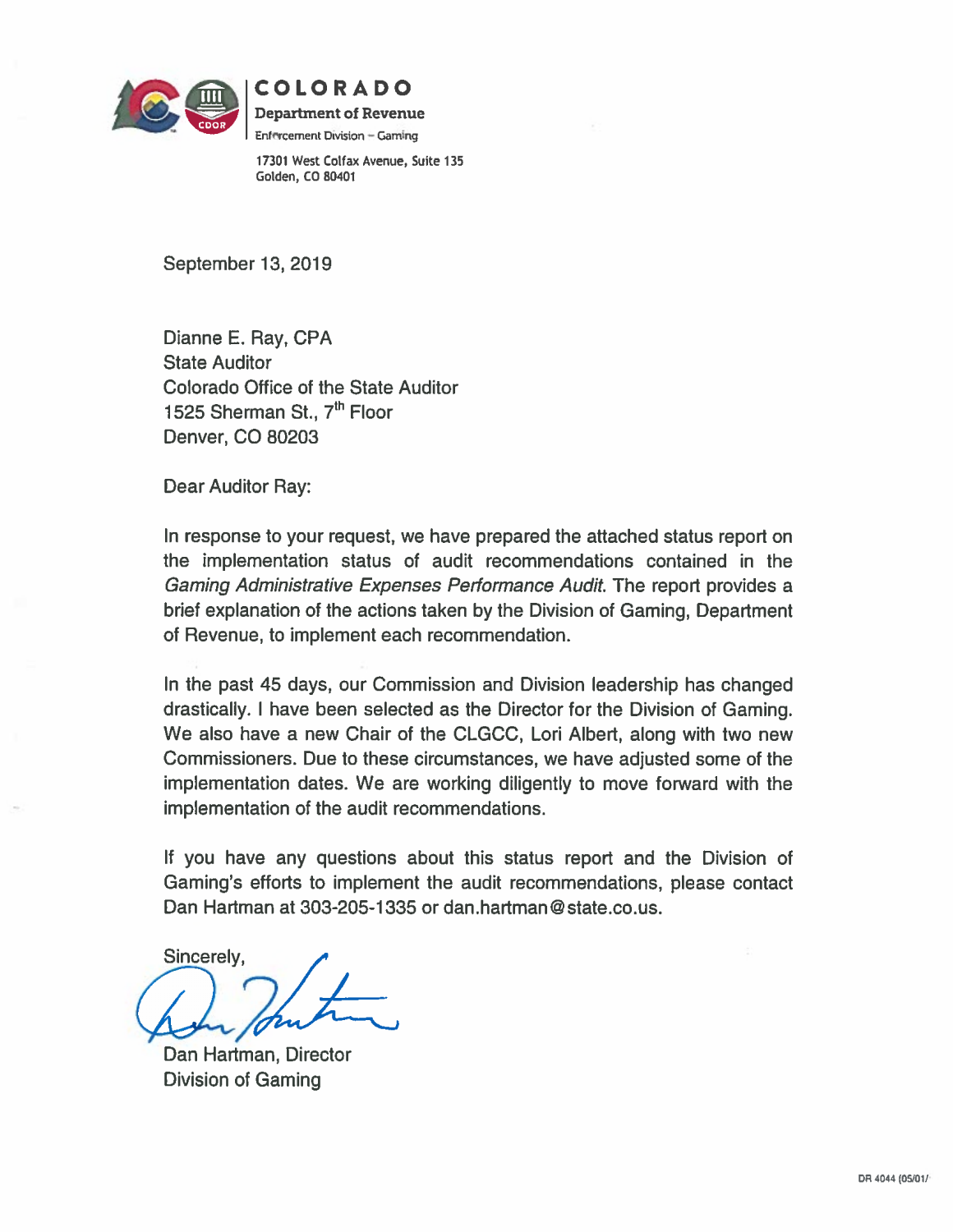**COLORADO**

**Department of Revenue**

Enforcement Division – Gaming

17301 West Colfax Avenue, Suite 135
Golden, CO 80401

September 13, 2019

Dianne E. Ray, CPA
State Auditor
Colorado Office of the State Auditor
1525 Sherman St., 7th Floor
Denver, CO 80203

Dear Auditor Ray:

In response to your request, we have prepared the attached status report on the implementation status of audit recommendations contained in the *Gaming Administrative Expenses Performance Audit*. The report provides a brief explanation of the actions taken by the Division of Gaming, Department of Revenue, to implement each recommendation.

In the past 45 days, our Commission and Division leadership has changed drastically. I have been selected as the Director for the Division of Gaming. We also have a new Chair of the CLGCC, Lori Albert, along with two new Commissioners. Due to these circumstances, we have adjusted some of the implementation dates. We are working diligently to move forward with the implementation of the audit recommendations.

If you have any questions about this status report and the Division of Gaming's efforts to implement the audit recommendations, please contact Dan Hartman at 303-205-1335 or dan.hartman@state.co.us.

Sincerely,

Dan Hartman, Director
Division of Gaming

DR 4044 (05/01/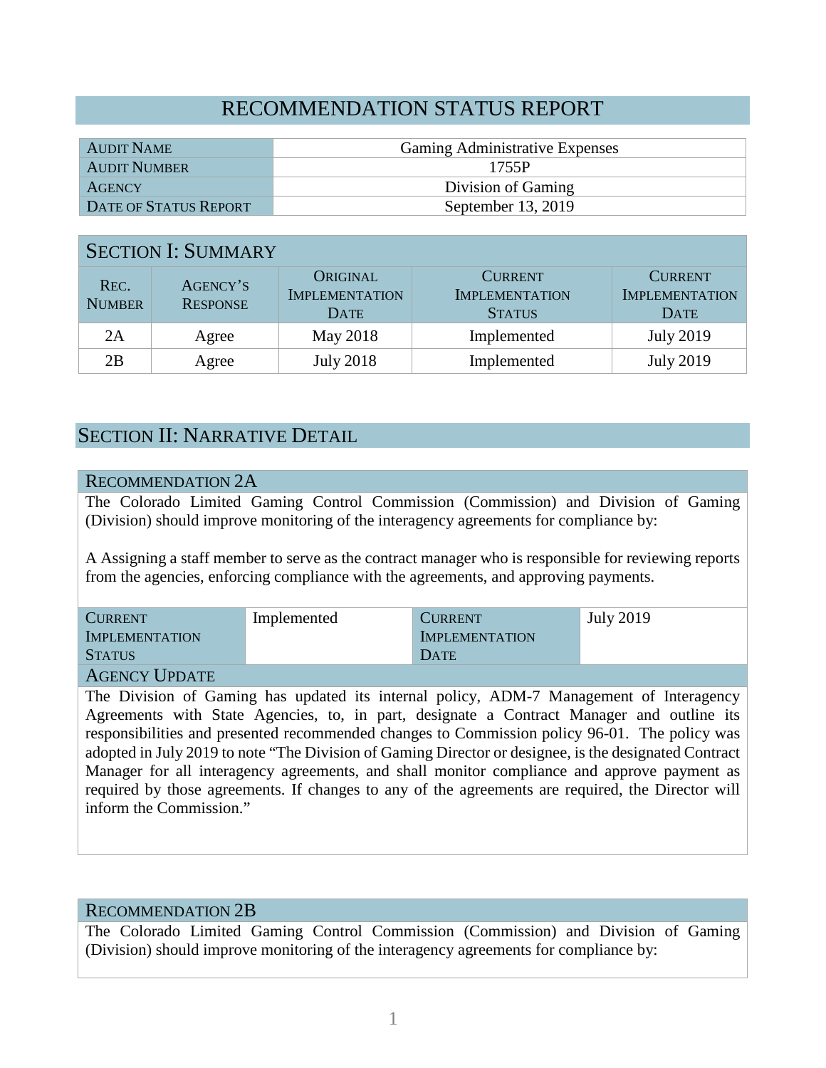# RECOMMENDATION STATUS REPORT

| | |
|---|---|
| AUDIT NAME | Gaming Administrative Expenses |
| AUDIT NUMBER | 1755P |
| AGENCY | Division of Gaming |
| DATE OF STATUS REPORT | September 13, 2019 |

## SECTION I: SUMMARY

| REC. NUMBER | AGENCY'S RESPONSE | ORIGINAL IMPLEMENTATION DATE | CURRENT IMPLEMENTATION STATUS | CURRENT IMPLEMENTATION DATE |
|---|---|---|---|---|
| 2A | Agree | May 2018 | Implemented | July 2019 |
| 2B | Agree | July 2018 | Implemented | July 2019 |

## SECTION II: NARRATIVE DETAIL

### RECOMMENDATION 2A

The Colorado Limited Gaming Control Commission (Commission) and Division of Gaming (Division) should improve monitoring of the interagency agreements for compliance by:

A Assigning a staff member to serve as the contract manager who is responsible for reviewing reports from the agencies, enforcing compliance with the agreements, and approving payments.

| CURRENT IMPLEMENTATION STATUS | Implemented | CURRENT IMPLEMENTATION DATE | July 2019 |
|---|---|---|---|

**AGENCY UPDATE**

The Division of Gaming has updated its internal policy, ADM-7 Management of Interagency Agreements with State Agencies, to, in part, designate a Contract Manager and outline its responsibilities and presented recommended changes to Commission policy 96-01. The policy was adopted in July 2019 to note "The Division of Gaming Director or designee, is the designated Contract Manager for all interagency agreements, and shall monitor compliance and approve payment as required by those agreements. If changes to any of the agreements are required, the Director will inform the Commission."

### RECOMMENDATION 2B

The Colorado Limited Gaming Control Commission (Commission) and Division of Gaming (Division) should improve monitoring of the interagency agreements for compliance by: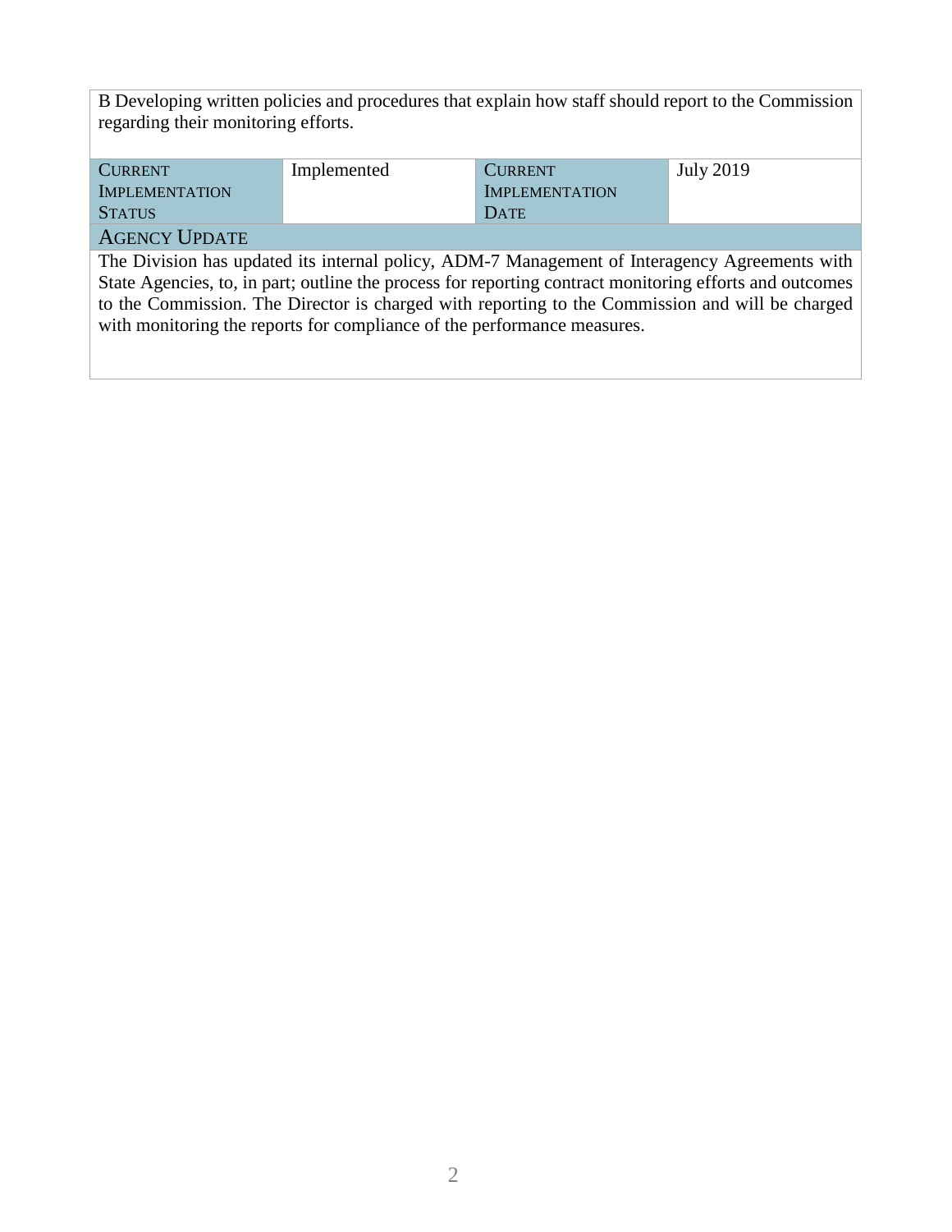B Developing written policies and procedures that explain how staff should report to the Commission regarding their monitoring efforts.

| | | | |
|---|---|---|---|
| Current Implementation Status | Implemented | Current Implementation Date | July 2019 |

**Agency Update**

The Division has updated its internal policy, ADM-7 Management of Interagency Agreements with State Agencies, to, in part; outline the process for reporting contract monitoring efforts and outcomes to the Commission. The Director is charged with reporting to the Commission and will be charged with monitoring the reports for compliance of the performance measures.